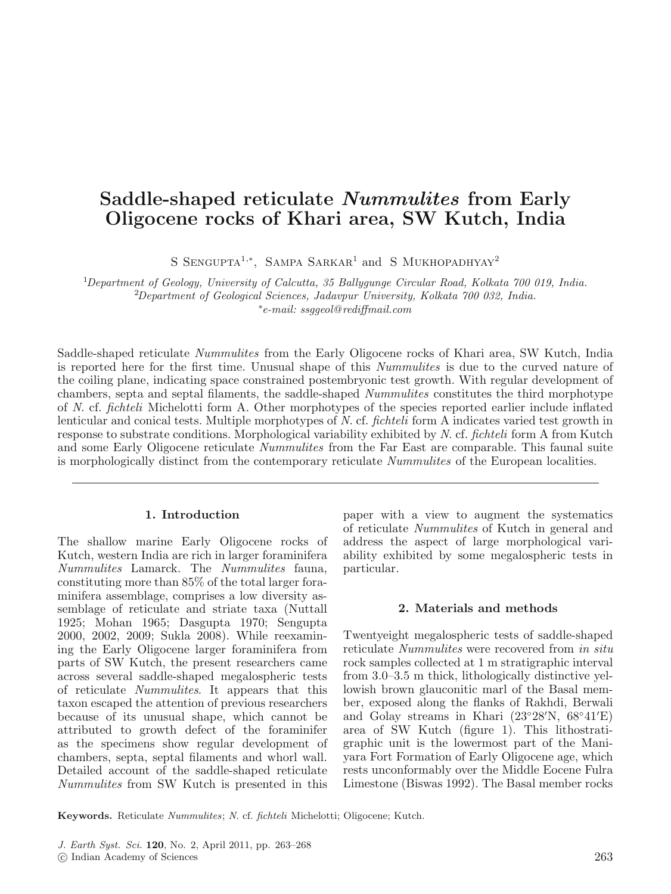# Saddle-shaped reticulate *Nummulites* from Early Oligocene rocks of Khari area, SW Kutch, India

S Sengupta[1,*], Sampa Sarkar[1] and S Mukhopadhyay[2]

[1]*Department of Geology, University of Calcutta, 35 Ballygunge Circular Road, Kolkata 700 019, India.*
[2]*Department of Geological Sciences, Jadavpur University, Kolkata 700 032, India.*
[*]*e-mail: ssggeol@rediffmail.com*

Saddle-shaped reticulate *Nummulites* from the Early Oligocene rocks of Khari area, SW Kutch, India is reported here for the first time. Unusual shape of this *Nummulites* is due to the curved nature of the coiling plane, indicating space constrained postembryonic test growth. With regular development of chambers, septa and septal filaments, the saddle-shaped *Nummulites* constitutes the third morphotype of *N.* cf. *fichteli* Michelotti form A. Other morphotypes of the species reported earlier include inflated lenticular and conical tests. Multiple morphotypes of *N.* cf. *fichteli* form A indicates varied test growth in response to substrate conditions. Morphological variability exhibited by *N.* cf. *fichteli* form A from Kutch and some Early Oligocene reticulate *Nummulites* from the Far East are comparable. This faunal suite is morphologically distinct from the contemporary reticulate *Nummulites* of the European localities.

## 1. Introduction

The shallow marine Early Oligocene rocks of Kutch, western India are rich in larger foraminifera *Nummulites* Lamarck. The *Nummulites* fauna, constituting more than 85% of the total larger foraminifera assemblage, comprises a low diversity assemblage of reticulate and striate taxa (Nuttall 1925; Mohan 1965; Dasgupta 1970; Sengupta 2000, 2002, 2009; Sukla 2008). While reexamining the Early Oligocene larger foraminifera from parts of SW Kutch, the present researchers came across several saddle-shaped megalospheric tests of reticulate *Nummulites*. It appears that this taxon escaped the attention of previous researchers because of its unusual shape, which cannot be attributed to growth defect of the foraminifer as the specimens show regular development of chambers, septa, septal filaments and whorl wall. Detailed account of the saddle-shaped reticulate *Nummulites* from SW Kutch is presented in this paper with a view to augment the systematics of reticulate *Nummulites* of Kutch in general and address the aspect of large morphological variability exhibited by some megalospheric tests in particular.

## 2. Materials and methods

Twentyeight megalospheric tests of saddle-shaped reticulate *Nummulites* were recovered from *in situ* rock samples collected at 1 m stratigraphic interval from 3.0–3.5 m thick, lithologically distinctive yellowish brown glauconitic marl of the Basal member, exposed along the flanks of Rakhdi, Berwali and Golay streams in Khari (23°28′N, 68°41′E) area of SW Kutch (figure 1). This lithostratigraphic unit is the lowermost part of the Maniyara Fort Formation of Early Oligocene age, which rests unconformably over the Middle Eocene Fulra Limestone (Biswas 1992). The Basal member rocks

**Keywords.** Reticulate *Nummulites*; *N.* cf. *fichteli* Michelotti; Oligocene; Kutch.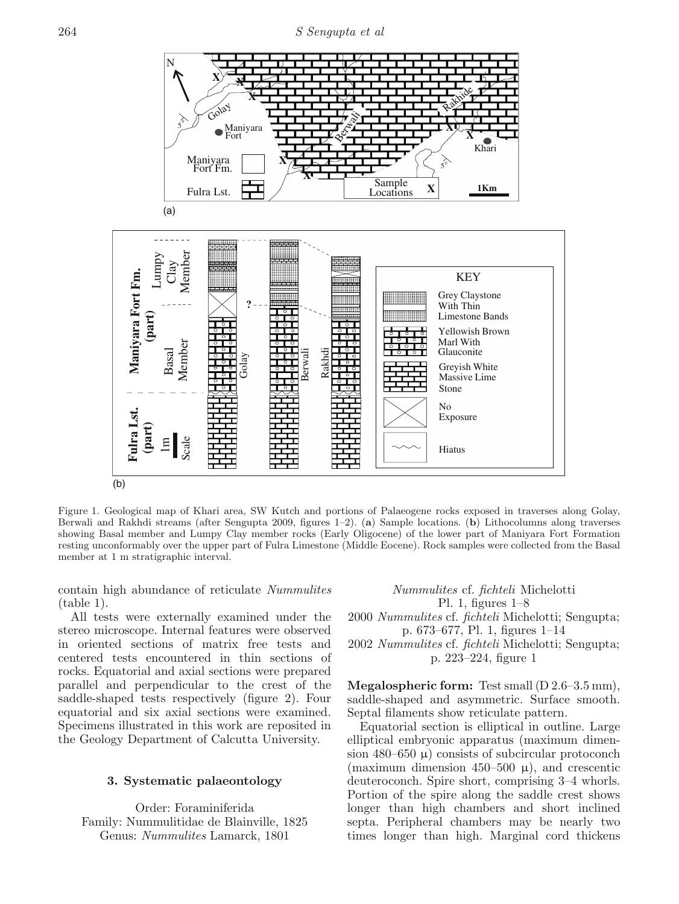Figure 1. Geological map of Khari area, SW Kutch and portions of Palaeogene rocks exposed in traverses along Golay, Berwali and Rakhdi streams (after Sengupta 2009, figures 1–2). (**a**) Sample locations. (**b**) Lithocolumns along traverses showing Basal member and Lumpy Clay member rocks (Early Oligocene) of the lower part of Maniyara Fort Formation resting unconformably over the upper part of Fulra Limestone (Middle Eocene). Rock samples were collected from the Basal member at 1 m stratigraphic interval.

contain high abundance of reticulate *Nummulites* (table 1).

All tests were externally examined under the stereo microscope. Internal features were observed in oriented sections of matrix free tests and centered tests encountered in thin sections of rocks. Equatorial and axial sections were prepared parallel and perpendicular to the crest of the saddle-shaped tests respectively (figure 2). Four equatorial and six axial sections were examined. Specimens illustrated in this work are reposited in the Geology Department of Calcutta University.

### 3. Systematic palaeontology

Order: Foraminiferida
Family: Nummulitidae de Blainville, 1825
Genus: *Nummulites* Lamarck, 1801

*Nummulites* cf. *fichteli* Michelotti
Pl. 1, figures 1–8
2000 *Nummulites* cf. *fichteli* Michelotti; Sengupta; p. 673–677, Pl. 1, figures 1–14
2002 *Nummulites* cf. *fichteli* Michelotti; Sengupta; p. 223–224, figure 1

**Megalospheric form:** Test small (D 2.6–3.5 mm), saddle-shaped and asymmetric. Surface smooth. Septal filaments show reticulate pattern.

Equatorial section is elliptical in outline. Large elliptical embryonic apparatus (maximum dimension 480–650 μ) consists of subcircular protoconch (maximum dimension 450–500 μ), and crescentic deuteroconch. Spire short, comprising 3–4 whorls. Portion of the spire along the saddle crest shows longer than high chambers and short inclined septa. Peripheral chambers may be nearly two times longer than high. Marginal cord thickens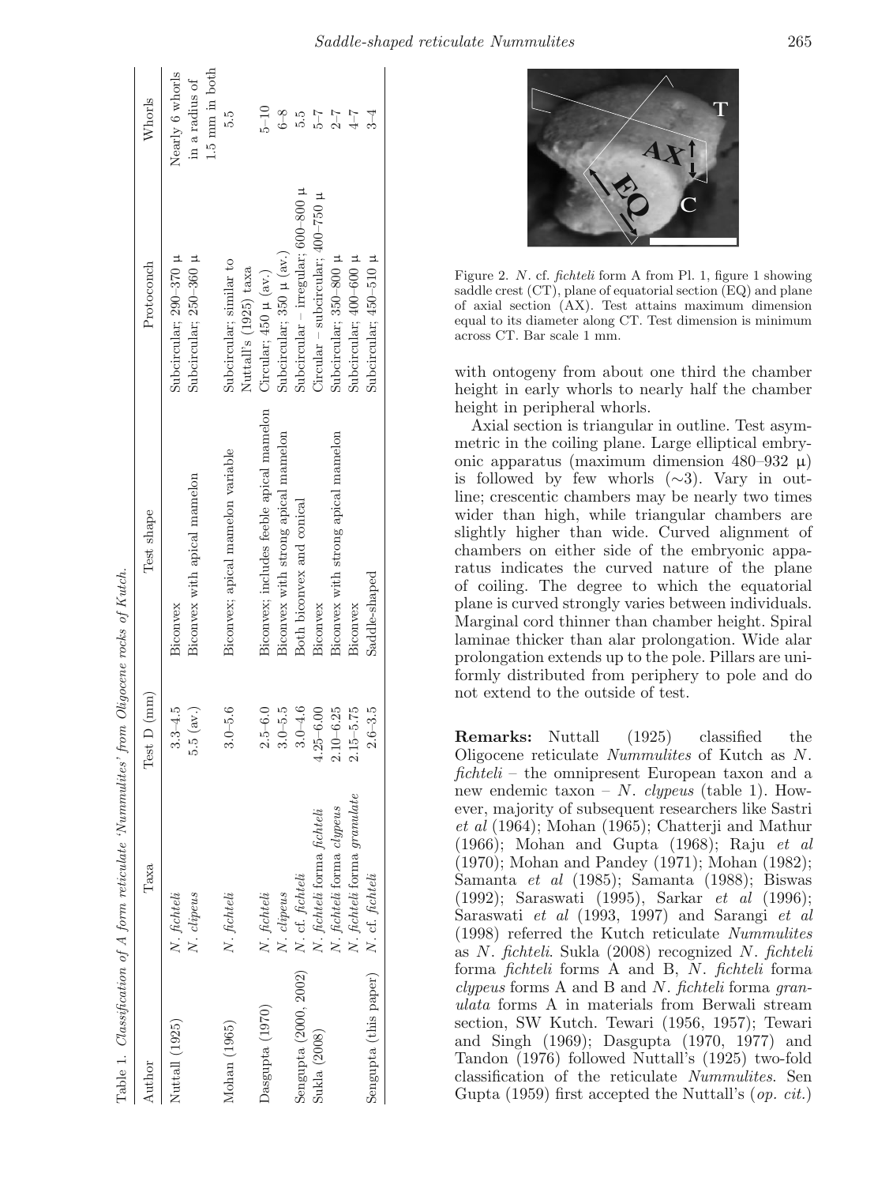Table 1. *Classification of A form reticulate 'Nummulites' from Oligocene rocks of Kutch.*

| Author | Taxa | Test D (mm) | Test shape | Protoconch | Whorls |
|---|---|---|---|---|---|
| Nuttall (1925) | *N. fichteli* | 3.3–4.5 | Biconvex | Subcircular; 290–370 μ | Nearly 6 whorls in a radius of 1.5 mm in both |
| | *N. clipeus* | 5.5 (av.) | Biconvex with apical mamelon | Subcircular; 250–360 μ | |
| Mohan (1965) | *N. fichteli* | 3.0–5.6 | Biconvex; apical mamelon variable | Subcircular; similar to Nuttall's (1925) taxa | 5.5 |
| Dasgupta (1970) | *N. fichteli* | 2.5–6.0 | Biconvex; includes feeble apical mamelon | Circular; 450 μ (av.) | 5–10 |
| | *N. clipeus* | 3.0–5.5 | Biconvex with strong apical mamelon | Subcircular; 350 μ (av.) | 6–8 |
| Sengupta (2000, 2002) | *N.* cf. *fichteli* | 3.0–4.6 | Both biconvex and conical | Subcircular – irregular; 600–800 μ | 5.5 |
| Sukla (2008) | *N. fichteli* forma *fichteli* | 4.25–6.00 | Biconvex | Circular – subcircular; 400–750 μ | 5–7 |
| | *N. fichteli* forma *clypeus* | 2.10–6.25 | Biconvex with strong apical mamelon | Subcircular; 350–800 μ | 2–7 |
| | *N. fichteli* forma *granulate* | 2.15–5.75 | Biconvex | Subcircular; 400–600 μ | 4–7 |
| Sengupta (this paper) | *N.* cf. *fichteli* | 2.6–3.5 | Saddle-shaped | Subcircular; 450–510 μ | 3–4 |

Figure 2. *N.* cf. *fichteli* form A from Pl. 1, figure 1 showing saddle crest (CT), plane of equatorial section (EQ) and plane of axial section (AX). Test attains maximum dimension equal to its diameter along CT. Test dimension is minimum across CT. Bar scale 1 mm.

with ontogeny from about one third the chamber height in early whorls to nearly half the chamber height in peripheral whorls.

Axial section is triangular in outline. Test asymmetric in the coiling plane. Large elliptical embryonic apparatus (maximum dimension 480–932 μ) is followed by few whorls (∼3). Vary in outline; crescentic chambers may be nearly two times wider than high, while triangular chambers are slightly higher than wide. Curved alignment of chambers on either side of the embryonic apparatus indicates the curved nature of the plane of coiling. The degree to which the equatorial plane is curved strongly varies between individuals. Marginal cord thinner than chamber height. Spiral laminae thicker than alar prolongation. Wide alar prolongation extends up to the pole. Pillars are uniformly distributed from periphery to pole and do not extend to the outside of test.

**Remarks:** Nuttall (1925) classified the Oligocene reticulate *Nummulites* of Kutch as *N. fichteli* – the omnipresent European taxon and a new endemic taxon – *N. clypeus* (table 1). However, majority of subsequent researchers like Sastri *et al* (1964); Mohan (1965); Chatterji and Mathur (1966); Mohan and Gupta (1968); Raju *et al* (1970); Mohan and Pandey (1971); Mohan (1982); Samanta *et al* (1985); Samanta (1988); Biswas (1992); Saraswati (1995), Sarkar *et al* (1996); Saraswati *et al* (1993, 1997) and Sarangi *et al* (1998) referred the Kutch reticulate *Nummulites* as *N. fichteli*. Sukla (2008) recognized *N. fichteli* forma *fichteli* forms A and B, *N. fichteli* forma *clypeus* forms A and B and *N. fichteli* forma *granulata* forms A in materials from Berwali stream section, SW Kutch. Tewari (1956, 1957); Tewari and Singh (1969); Dasgupta (1970, 1977) and Tandon (1976) followed Nuttall's (1925) two-fold classification of the reticulate *Nummulites*. Sen Gupta (1959) first accepted the Nuttall's (*op. cit.*)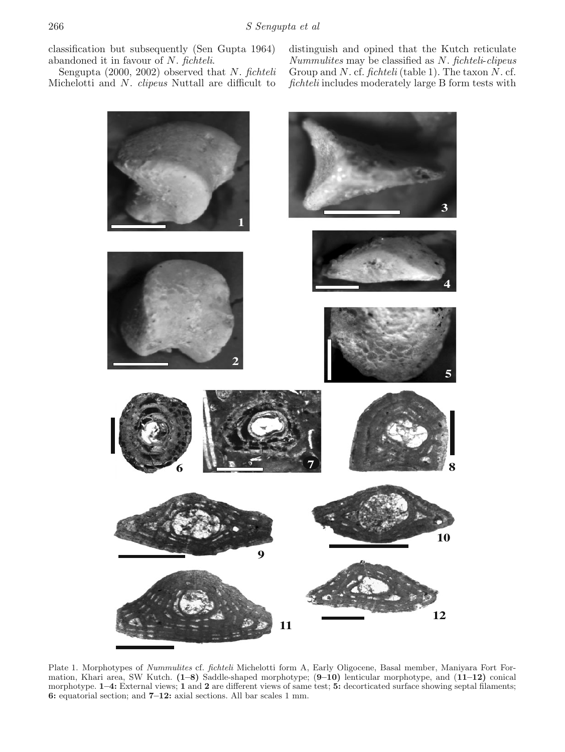classification but subsequently (Sen Gupta 1964) abandoned it in favour of *N. fichteli*.

Sengupta (2000, 2002) observed that *N. fichteli* Michelotti and *N. clipeus* Nuttall are difficult to distinguish and opined that the Kutch reticulate *Nummulites* may be classified as *N. fichteli-clipeus* Group and *N.* cf. *fichteli* (table 1). The taxon *N.* cf. *fichteli* includes moderately large B form tests with

Plate 1. Morphotypes of *Nummulites* cf. *fichteli* Michelotti form A, Early Oligocene, Basal member, Maniyara Fort Formation, Khari area, SW Kutch. **(1–8)** Saddle-shaped morphotype; **(9–10)** lenticular morphotype, and **(11–12)** conical morphotype. **1–4:** External views; **1** and **2** are different views of same test; **5:** decorticated surface showing septal filaments; **6:** equatorial section; and **7–12:** axial sections. All bar scales 1 mm.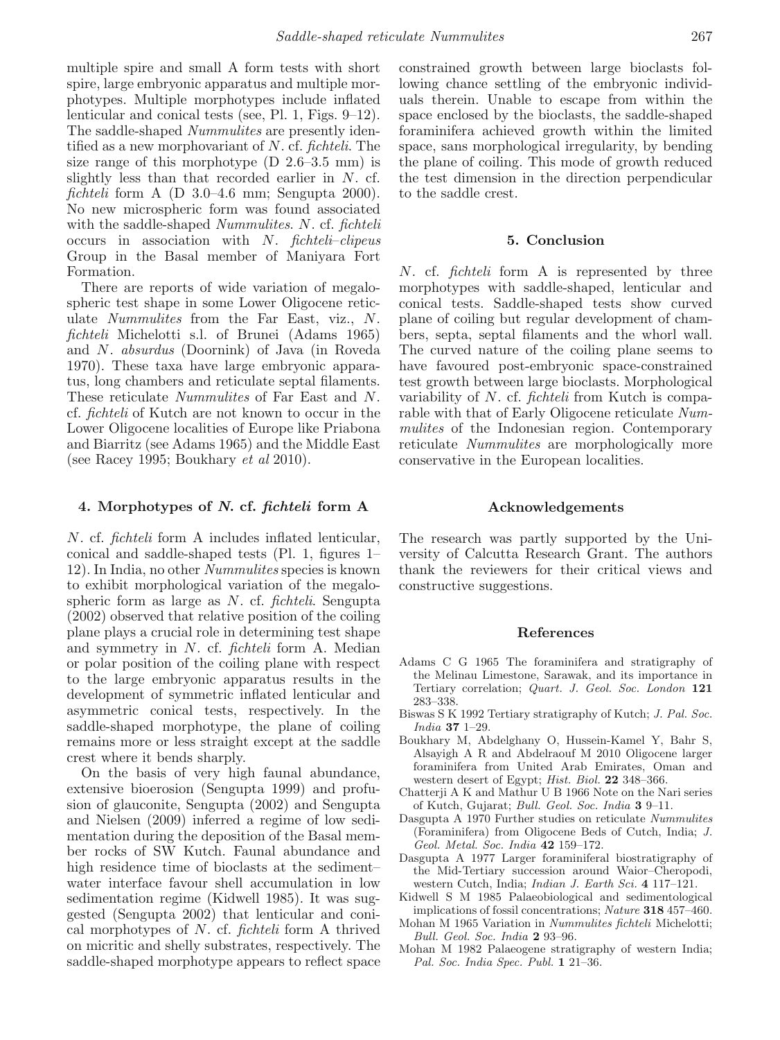multiple spire and small A form tests with short spire, large embryonic apparatus and multiple morphotypes. Multiple morphotypes include inflated lenticular and conical tests (see, Pl. 1, Figs. 9–12). The saddle-shaped *Nummulites* are presently identified as a new morphovariant of *N.* cf. *fichteli*. The size range of this morphotype (D 2.6–3.5 mm) is slightly less than that recorded earlier in *N.* cf. *fichteli* form A (D 3.0–4.6 mm; Sengupta 2000). No new microspheric form was found associated with the saddle-shaped *Nummulites*. *N.* cf. *fichteli* occurs in association with *N. fichteli–clipeus* Group in the Basal member of Maniyara Fort Formation.

There are reports of wide variation of megalospheric test shape in some Lower Oligocene reticulate *Nummulites* from the Far East, viz., *N. fichteli* Michelotti s.l. of Brunei (Adams 1965) and *N. absurdus* (Doornink) of Java (in Roveda 1970). These taxa have large embryonic apparatus, long chambers and reticulate septal filaments. These reticulate *Nummulites* of Far East and *N.* cf. *fichteli* of Kutch are not known to occur in the Lower Oligocene localities of Europe like Priabona and Biarritz (see Adams 1965) and the Middle East (see Racey 1995; Boukhary *et al* 2010).

## 4. Morphotypes of *N.* cf. *fichteli* form A

*N.* cf. *fichteli* form A includes inflated lenticular, conical and saddle-shaped tests (Pl. 1, figures 1–12). In India, no other *Nummulites* species is known to exhibit morphological variation of the megalospheric form as large as *N.* cf. *fichteli*. Sengupta (2002) observed that relative position of the coiling plane plays a crucial role in determining test shape and symmetry in *N.* cf. *fichteli* form A. Median or polar position of the coiling plane with respect to the large embryonic apparatus results in the development of symmetric inflated lenticular and asymmetric conical tests, respectively. In the saddle-shaped morphotype, the plane of coiling remains more or less straight except at the saddle crest where it bends sharply.

On the basis of very high faunal abundance, extensive bioerosion (Sengupta 1999) and profusion of glauconite, Sengupta (2002) and Sengupta and Nielsen (2009) inferred a regime of low sedimentation during the deposition of the Basal member rocks of SW Kutch. Faunal abundance and high residence time of bioclasts at the sediment–water interface favour shell accumulation in low sedimentation regime (Kidwell 1985). It was suggested (Sengupta 2002) that lenticular and conical morphotypes of *N.* cf. *fichteli* form A thrived on micritic and shelly substrates, respectively. The saddle-shaped morphotype appears to reflect space constrained growth between large bioclasts following chance settling of the embryonic individuals therein. Unable to escape from within the space enclosed by the bioclasts, the saddle-shaped foraminifera achieved growth within the limited space, sans morphological irregularity, by bending the plane of coiling. This mode of growth reduced the test dimension in the direction perpendicular to the saddle crest.

## 5. Conclusion

*N.* cf. *fichteli* form A is represented by three morphotypes with saddle-shaped, lenticular and conical tests. Saddle-shaped tests show curved plane of coiling but regular development of chambers, septa, septal filaments and the whorl wall. The curved nature of the coiling plane seems to have favoured post-embryonic space-constrained test growth between large bioclasts. Morphological variability of *N.* cf. *fichteli* from Kutch is comparable with that of Early Oligocene reticulate *Nummulites* of the Indonesian region. Contemporary reticulate *Nummulites* are morphologically more conservative in the European localities.

## Acknowledgements

The research was partly supported by the University of Calcutta Research Grant. The authors thank the reviewers for their critical views and constructive suggestions.

## References

- Adams C G 1965 The foraminifera and stratigraphy of the Melinau Limestone, Sarawak, and its importance in Tertiary correlation; *Quart. J. Geol. Soc. London* **121** 283–338.
- Biswas S K 1992 Tertiary stratigraphy of Kutch; *J. Pal. Soc. India* **37** 1–29.
- Boukhary M, Abdelghany O, Hussein-Kamel Y, Bahr S, Alsayigh A R and Abdelraouf M 2010 Oligocene larger foraminifera from United Arab Emirates, Oman and western desert of Egypt; *Hist. Biol.* **22** 348–366.
- Chatterji A K and Mathur U B 1966 Note on the Nari series of Kutch, Gujarat; *Bull. Geol. Soc. India* **3** 9–11.
- Dasgupta A 1970 Further studies on reticulate *Nummulites* (Foraminifera) from Oligocene Beds of Cutch, India; *J. Geol. Metal. Soc. India* **42** 159–172.
- Dasgupta A 1977 Larger foraminiferal biostratigraphy of the Mid-Tertiary succession around Waior–Cheropodi, western Cutch, India; *Indian J. Earth Sci.* **4** 117–121.
- Kidwell S M 1985 Palaeobiological and sedimentological implications of fossil concentrations; *Nature* **318** 457–460.
- Mohan M 1965 Variation in *Nummulites fichteli* Michelotti; *Bull. Geol. Soc. India* **2** 93–96.
- Mohan M 1982 Palaeogene stratigraphy of western India; *Pal. Soc. India Spec. Publ.* **1** 21–36.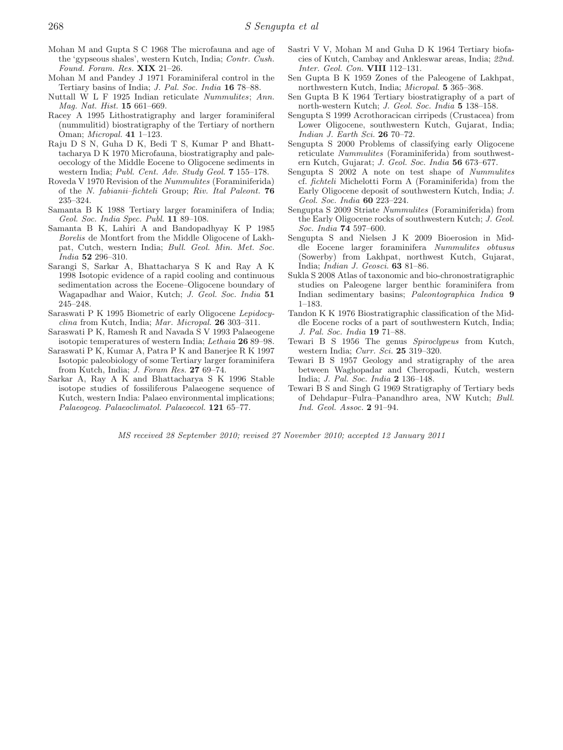Mohan M and Gupta S C 1968 The microfauna and age of the 'gypseous shales', western Kutch, India; *Contr. Cush. Found. Foram. Res.* **XIX** 21–26.

Mohan M and Pandey J 1971 Foraminiferal control in the Tertiary basins of India; *J. Pal. Soc. India* **16** 78–88.

Nuttall W L F 1925 Indian reticulate *Nummulites*; *Ann. Mag. Nat. Hist.* **15** 661–669.

Racey A 1995 Lithostratigraphy and larger foraminiferal (nummulitid) biostratigraphy of the Tertiary of northern Oman; *Micropal.* **41** 1–123.

Raju D S N, Guha D K, Bedi T S, Kumar P and Bhattacharya D K 1970 Microfauna, biostratigraphy and paleoecology of the Middle Eocene to Oligocene sediments in western India; *Publ. Cent. Adv. Study Geol.* **7** 155–178.

Roveda V 1970 Revision of the *Nummulites* (Foraminiferida) of the *N. fabianii–fichteli* Group; *Riv. Ital Paleont.* **76** 235–324.

Samanta B K 1988 Tertiary larger foraminifera of India; *Geol. Soc. India Spec. Publ.* **11** 89–108.

Samanta B K, Lahiri A and Bandopadhyay K P 1985 *Borelis* de Montfort from the Middle Oligocene of Lakhpat, Cutch, western India; *Bull. Geol. Min. Met. Soc. India* **52** 296–310.

Sarangi S, Sarkar A, Bhattacharya S K and Ray A K 1998 Isotopic evidence of a rapid cooling and continuous sedimentation across the Eocene–Oligocene boundary of Wagapadhar and Waior, Kutch; *J. Geol. Soc. India* **51** 245–248.

Saraswati P K 1995 Biometric of early Oligocene *Lepidocyclina* from Kutch, India; *Mar. Micropal.* **26** 303–311.

Saraswati P K, Ramesh R and Navada S V 1993 Palaeogene isotopic temperatures of western India; *Lethaia* **26** 89–98.

Saraswati P K, Kumar A, Patra P K and Banerjee R K 1997 Isotopic paleobiology of some Tertiary larger foraminifera from Kutch, India; *J. Foram Res.* **27** 69–74.

Sarkar A, Ray A K and Bhattacharya S K 1996 Stable isotope studies of fossiliferous Palaeogene sequence of Kutch, western India: Palaeo environmental implications; *Palaeogeog. Palaeoclimatol. Palaeoecol.* **121** 65–77.

Sastri V V, Mohan M and Guha D K 1964 Tertiary biofacies of Kutch, Cambay and Ankleswar areas, India; *22nd. Inter. Geol. Con.* **VIII** 112–131.

Sen Gupta B K 1959 Zones of the Paleogene of Lakhpat, northwestern Kutch, India; *Micropal.* **5** 365–368.

Sen Gupta B K 1964 Tertiary biostratigraphy of a part of north-western Kutch; *J. Geol. Soc. India* **5** 138–158.

Sengupta S 1999 Acrothoracican cirripeds (Crustacea) from Lower Oligocene, southwestern Kutch, Gujarat, India; *Indian J. Earth Sci.* **26** 70–72.

Sengupta S 2000 Problems of classifying early Oligocene reticulate *Nummulites* (Foraminiferida) from southwestern Kutch, Gujarat; *J. Geol. Soc. India* **56** 673–677.

Sengupta S 2002 A note on test shape of *Nummulites* cf. *fichteli* Michelotti Form A (Foraminiferida) from the Early Oligocene deposit of southwestern Kutch, India; *J. Geol. Soc. India* **60** 223–224.

Sengupta S 2009 Striate *Nummulites* (Foraminiferida) from the Early Oligocene rocks of southwestern Kutch; *J. Geol. Soc. India* **74** 597–600.

Sengupta S and Nielsen J K 2009 Bioerosion in Middle Eocene larger foraminifera *Nummulites obtusus* (Sowerby) from Lakhpat, northwest Kutch, Gujarat, India; *Indian J. Geosci.* **63** 81–86.

Sukla S 2008 Atlas of taxonomic and bio-chronostratigraphic studies on Paleogene larger benthic foraminifera from Indian sedimentary basins; *Paleontographica Indica* **9** 1–183.

Tandon K K 1976 Biostratigraphic classification of the Middle Eocene rocks of a part of southwestern Kutch, India; *J. Pal. Soc. India* **19** 71–88.

Tewari B S 1956 The genus *Spiroclypeus* from Kutch, western India; *Curr. Sci.* **25** 319–320.

Tewari B S 1957 Geology and stratigraphy of the area between Waghopadar and Cheropadi, Kutch, western India; *J. Pal. Soc. India* **2** 136–148.

Tewari B S and Singh G 1969 Stratigraphy of Tertiary beds of Dehdapur–Fulra–Panandhro area, NW Kutch; *Bull. Ind. Geol. Assoc.* **2** 91–94.

*MS received 28 September 2010; revised 27 November 2010; accepted 12 January 2011*